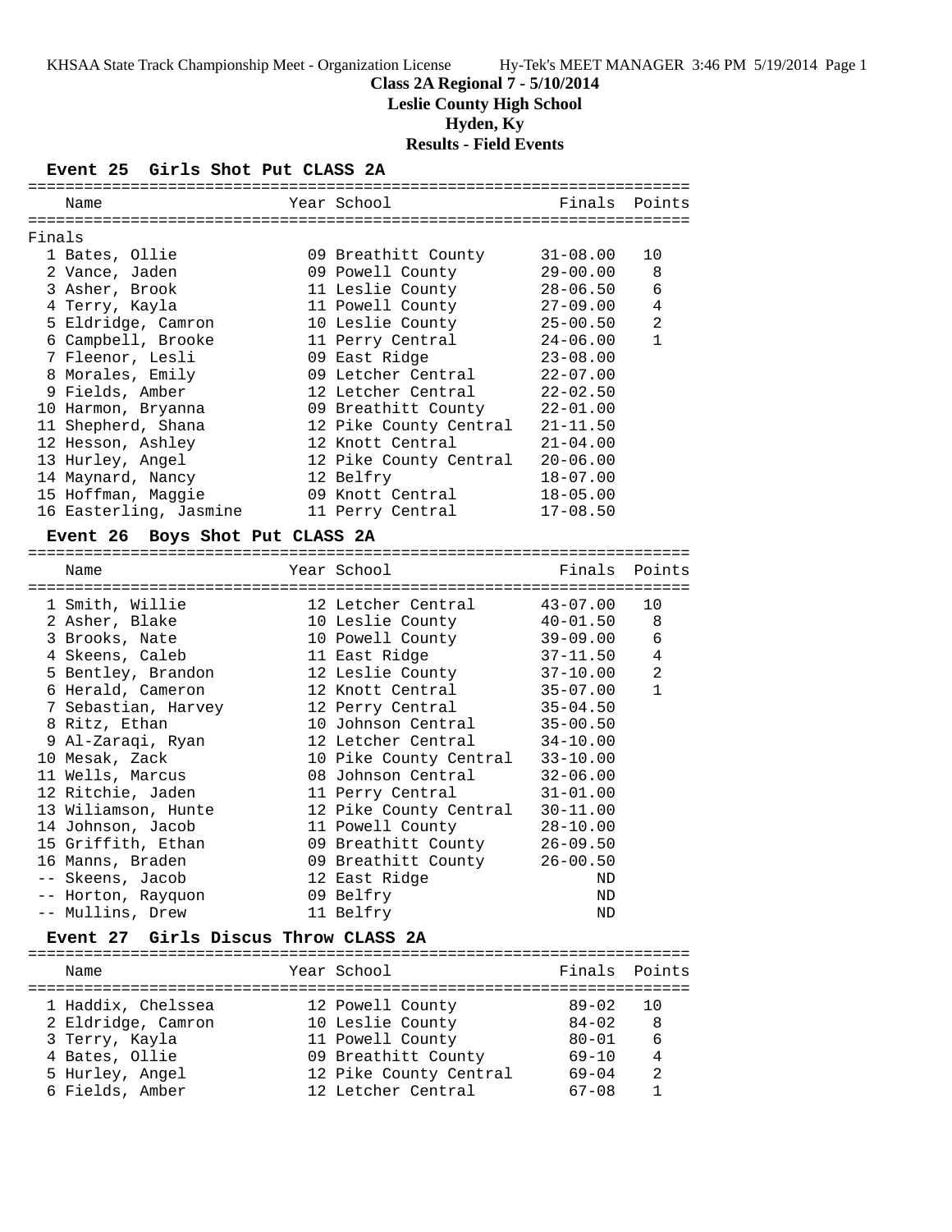# Class 2A Regional 7 - 5/10/2014
## Leslie County High School
## Hyden, Ky
## Results - Field Events

### Event 25 Girls Shot Put CLASS 2A

Finals

| | Name | Year | School | Finals | Points |
|---|---|---|---|---|---|
| 1 | Bates, Ollie | 09 | Breathitt County | 31-08.00 | 10 |
| 2 | Vance, Jaden | 09 | Powell County | 29-00.00 | 8 |
| 3 | Asher, Brook | 11 | Leslie County | 28-06.50 | 6 |
| 4 | Terry, Kayla | 11 | Powell County | 27-09.00 | 4 |
| 5 | Eldridge, Camron | 10 | Leslie County | 25-00.50 | 2 |
| 6 | Campbell, Brooke | 11 | Perry Central | 24-06.00 | 1 |
| 7 | Fleenor, Lesli | 09 | East Ridge | 23-08.00 | |
| 8 | Morales, Emily | 09 | Letcher Central | 22-07.00 | |
| 9 | Fields, Amber | 12 | Letcher Central | 22-02.50 | |
| 10 | Harmon, Bryanna | 09 | Breathitt County | 22-01.00 | |
| 11 | Shepherd, Shana | 12 | Pike County Central | 21-11.50 | |
| 12 | Hesson, Ashley | 12 | Knott Central | 21-04.00 | |
| 13 | Hurley, Angel | 12 | Pike County Central | 20-06.00 | |
| 14 | Maynard, Nancy | 12 | Belfry | 18-07.00 | |
| 15 | Hoffman, Maggie | 09 | Knott Central | 18-05.00 | |
| 16 | Easterling, Jasmine | 11 | Perry Central | 17-08.50 | |

### Event 26 Boys Shot Put CLASS 2A

| | Name | Year | School | Finals | Points |
|---|---|---|---|---|---|
| 1 | Smith, Willie | 12 | Letcher Central | 43-07.00 | 10 |
| 2 | Asher, Blake | 10 | Leslie County | 40-01.50 | 8 |
| 3 | Brooks, Nate | 10 | Powell County | 39-09.00 | 6 |
| 4 | Skeens, Caleb | 11 | East Ridge | 37-11.50 | 4 |
| 5 | Bentley, Brandon | 12 | Leslie County | 37-10.00 | 2 |
| 6 | Herald, Cameron | 12 | Knott Central | 35-07.00 | 1 |
| 7 | Sebastian, Harvey | 12 | Perry Central | 35-04.50 | |
| 8 | Ritz, Ethan | 10 | Johnson Central | 35-00.50 | |
| 9 | Al-Zaraqi, Ryan | 12 | Letcher Central | 34-10.00 | |
| 10 | Mesak, Zack | 10 | Pike County Central | 33-10.00 | |
| 11 | Wells, Marcus | 08 | Johnson Central | 32-06.00 | |
| 12 | Ritchie, Jaden | 11 | Perry Central | 31-01.00 | |
| 13 | Wiliamson, Hunte | 12 | Pike County Central | 30-11.00 | |
| 14 | Johnson, Jacob | 11 | Powell County | 28-10.00 | |
| 15 | Griffith, Ethan | 09 | Breathitt County | 26-09.50 | |
| 16 | Manns, Braden | 09 | Breathitt County | 26-00.50 | |
| -- | Skeens, Jacob | 12 | East Ridge | ND | |
| -- | Horton, Rayquon | 09 | Belfry | ND | |
| -- | Mullins, Drew | 11 | Belfry | ND | |

### Event 27 Girls Discus Throw CLASS 2A

| | Name | Year | School | Finals | Points |
|---|---|---|---|---|---|
| 1 | Haddix, Chelssea | 12 | Powell County | 89-02 | 10 |
| 2 | Eldridge, Camron | 10 | Leslie County | 84-02 | 8 |
| 3 | Terry, Kayla | 11 | Powell County | 80-01 | 6 |
| 4 | Bates, Ollie | 09 | Breathitt County | 69-10 | 4 |
| 5 | Hurley, Angel | 12 | Pike County Central | 69-04 | 2 |
| 6 | Fields, Amber | 12 | Letcher Central | 67-08 | 1 |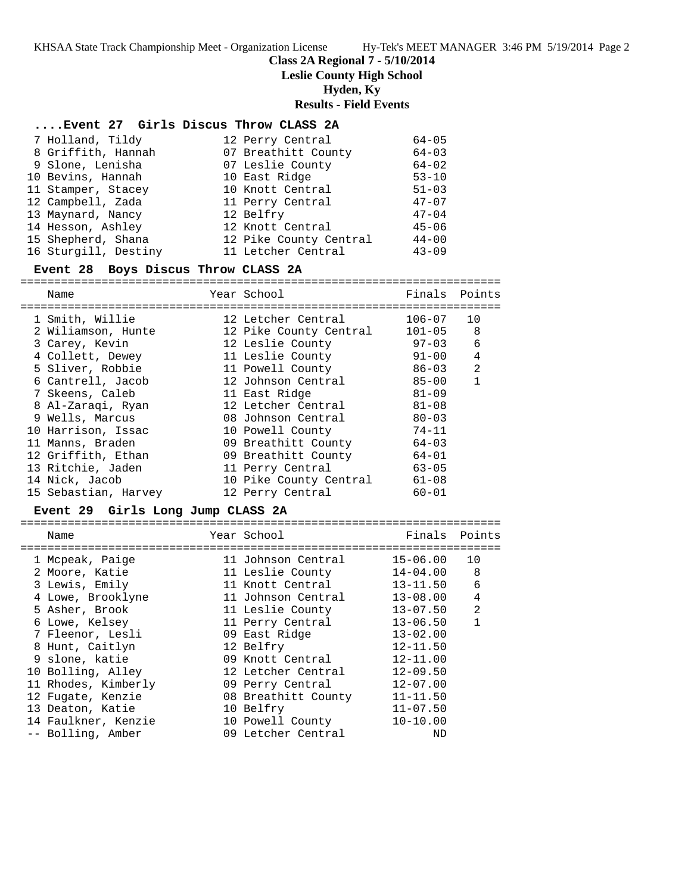**Class 2A Regional 7 - 5/10/2014**
**Leslie County High School**
**Hyden, Ky**
**Results - Field Events**

### ....Event 27 Girls Discus Throw CLASS 2A

| Place | Name | Year | School | Finals | Points |
|---|---|---|---|---|---|
| 7 | Holland, Tildy | 12 | Perry Central | 64-05 | |
| 8 | Griffith, Hannah | 07 | Breathitt County | 64-03 | |
| 9 | Slone, Lenisha | 07 | Leslie County | 64-02 | |
| 10 | Bevins, Hannah | 10 | East Ridge | 53-10 | |
| 11 | Stamper, Stacey | 10 | Knott Central | 51-03 | |
| 12 | Campbell, Zada | 11 | Perry Central | 47-07 | |
| 13 | Maynard, Nancy | 12 | Belfry | 47-04 | |
| 14 | Hesson, Ashley | 12 | Knott Central | 45-06 | |
| 15 | Shepherd, Shana | 12 | Pike County Central | 44-00 | |
| 16 | Sturgill, Destiny | 11 | Letcher Central | 43-09 | |

### Event 28 Boys Discus Throw CLASS 2A

| Place | Name | Year | School | Finals | Points |
|---|---|---|---|---|---|
| 1 | Smith, Willie | 12 | Letcher Central | 106-07 | 10 |
| 2 | Wiliamson, Hunte | 12 | Pike County Central | 101-05 | 8 |
| 3 | Carey, Kevin | 12 | Leslie County | 97-03 | 6 |
| 4 | Collett, Dewey | 11 | Leslie County | 91-00 | 4 |
| 5 | Sliver, Robbie | 11 | Powell County | 86-03 | 2 |
| 6 | Cantrell, Jacob | 12 | Johnson Central | 85-00 | 1 |
| 7 | Skeens, Caleb | 11 | East Ridge | 81-09 | |
| 8 | Al-Zaraqi, Ryan | 12 | Letcher Central | 81-08 | |
| 9 | Wells, Marcus | 08 | Johnson Central | 80-03 | |
| 10 | Harrison, Issac | 10 | Powell County | 74-11 | |
| 11 | Manns, Braden | 09 | Breathitt County | 64-03 | |
| 12 | Griffith, Ethan | 09 | Breathitt County | 64-01 | |
| 13 | Ritchie, Jaden | 11 | Perry Central | 63-05 | |
| 14 | Nick, Jacob | 10 | Pike County Central | 61-08 | |
| 15 | Sebastian, Harvey | 12 | Perry Central | 60-01 | |

### Event 29 Girls Long Jump CLASS 2A

| Place | Name | Year | School | Finals | Points |
|---|---|---|---|---|---|
| 1 | Mcpeak, Paige | 11 | Johnson Central | 15-06.00 | 10 |
| 2 | Moore, Katie | 11 | Leslie County | 14-04.00 | 8 |
| 3 | Lewis, Emily | 11 | Knott Central | 13-11.50 | 6 |
| 4 | Lowe, Brooklyne | 11 | Johnson Central | 13-08.00 | 4 |
| 5 | Asher, Brook | 11 | Leslie County | 13-07.50 | 2 |
| 6 | Lowe, Kelsey | 11 | Perry Central | 13-06.50 | 1 |
| 7 | Fleenor, Lesli | 09 | East Ridge | 13-02.00 | |
| 8 | Hunt, Caitlyn | 12 | Belfry | 12-11.50 | |
| 9 | slone, katie | 09 | Knott Central | 12-11.00 | |
| 10 | Bolling, Alley | 12 | Letcher Central | 12-09.50 | |
| 11 | Rhodes, Kimberly | 09 | Perry Central | 12-07.00 | |
| 12 | Fugate, Kenzie | 08 | Breathitt County | 11-11.50 | |
| 13 | Deaton, Katie | 10 | Belfry | 11-07.50 | |
| 14 | Faulkner, Kenzie | 10 | Powell County | 10-10.00 | |
| -- | Bolling, Amber | 09 | Letcher Central | ND | |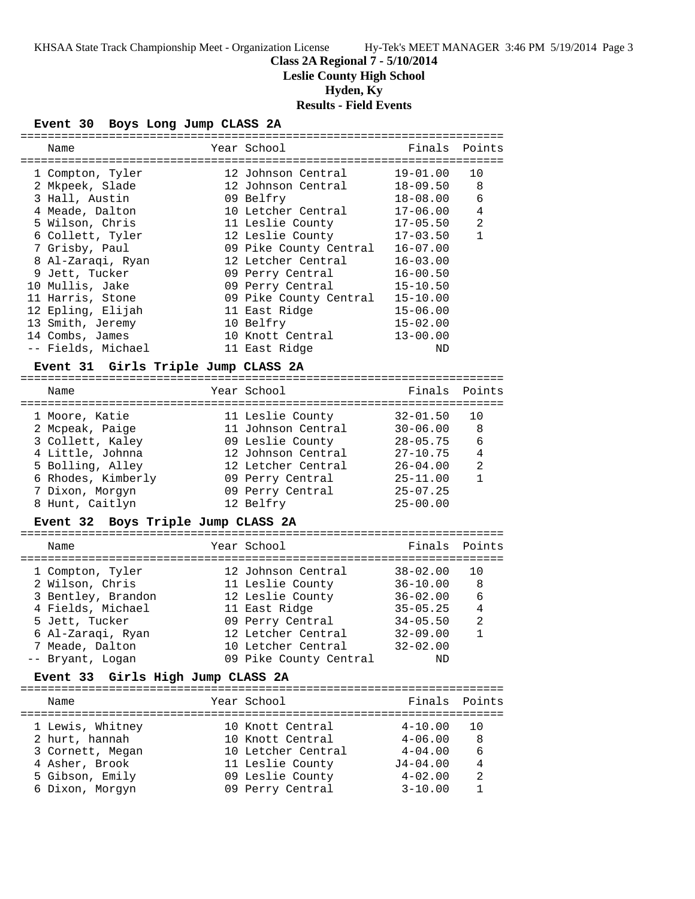**Class 2A Regional 7 - 5/10/2014**
**Leslie County High School**
**Hyden, Ky**
**Results - Field Events**

### Event 30 Boys Long Jump CLASS 2A

| | Name | Year | School | Finals | Points |
|---|---|---|---|---|---|
| 1 | Compton, Tyler | 12 | Johnson Central | 19-01.00 | 10 |
| 2 | Mkpeek, Slade | 12 | Johnson Central | 18-09.50 | 8 |
| 3 | Hall, Austin | 09 | Belfry | 18-08.00 | 6 |
| 4 | Meade, Dalton | 10 | Letcher Central | 17-06.00 | 4 |
| 5 | Wilson, Chris | 11 | Leslie County | 17-05.50 | 2 |
| 6 | Collett, Tyler | 12 | Leslie County | 17-03.50 | 1 |
| 7 | Grisby, Paul | 09 | Pike County Central | 16-07.00 | |
| 8 | Al-Zaraqi, Ryan | 12 | Letcher Central | 16-03.00 | |
| 9 | Jett, Tucker | 09 | Perry Central | 16-00.50 | |
| 10 | Mullis, Jake | 09 | Perry Central | 15-10.50 | |
| 11 | Harris, Stone | 09 | Pike County Central | 15-10.00 | |
| 12 | Epling, Elijah | 11 | East Ridge | 15-06.00 | |
| 13 | Smith, Jeremy | 10 | Belfry | 15-02.00 | |
| 14 | Combs, James | 10 | Knott Central | 13-00.00 | |
| -- | Fields, Michael | 11 | East Ridge | ND | |

### Event 31 Girls Triple Jump CLASS 2A

| | Name | Year | School | Finals | Points |
|---|---|---|---|---|---|
| 1 | Moore, Katie | 11 | Leslie County | 32-01.50 | 10 |
| 2 | Mcpeak, Paige | 11 | Johnson Central | 30-06.00 | 8 |
| 3 | Collett, Kaley | 09 | Leslie County | 28-05.75 | 6 |
| 4 | Little, Johnna | 12 | Johnson Central | 27-10.75 | 4 |
| 5 | Bolling, Alley | 12 | Letcher Central | 26-04.00 | 2 |
| 6 | Rhodes, Kimberly | 09 | Perry Central | 25-11.00 | 1 |
| 7 | Dixon, Morgyn | 09 | Perry Central | 25-07.25 | |
| 8 | Hunt, Caitlyn | 12 | Belfry | 25-00.00 | |

### Event 32 Boys Triple Jump CLASS 2A

| | Name | Year | School | Finals | Points |
|---|---|---|---|---|---|
| 1 | Compton, Tyler | 12 | Johnson Central | 38-02.00 | 10 |
| 2 | Wilson, Chris | 11 | Leslie County | 36-10.00 | 8 |
| 3 | Bentley, Brandon | 12 | Leslie County | 36-02.00 | 6 |
| 4 | Fields, Michael | 11 | East Ridge | 35-05.25 | 4 |
| 5 | Jett, Tucker | 09 | Perry Central | 34-05.50 | 2 |
| 6 | Al-Zaraqi, Ryan | 12 | Letcher Central | 32-09.00 | 1 |
| 7 | Meade, Dalton | 10 | Letcher Central | 32-02.00 | |
| -- | Bryant, Logan | 09 | Pike County Central | ND | |

### Event 33 Girls High Jump CLASS 2A

| | Name | Year | School | Finals | Points |
|---|---|---|---|---|---|
| 1 | Lewis, Whitney | 10 | Knott Central | 4-10.00 | 10 |
| 2 | hurt, hannah | 10 | Knott Central | 4-06.00 | 8 |
| 3 | Cornett, Megan | 10 | Letcher Central | 4-04.00 | 6 |
| 4 | Asher, Brook | 11 | Leslie County | J4-04.00 | 4 |
| 5 | Gibson, Emily | 09 | Leslie County | 4-02.00 | 2 |
| 6 | Dixon, Morgyn | 09 | Perry Central | 3-10.00 | 1 |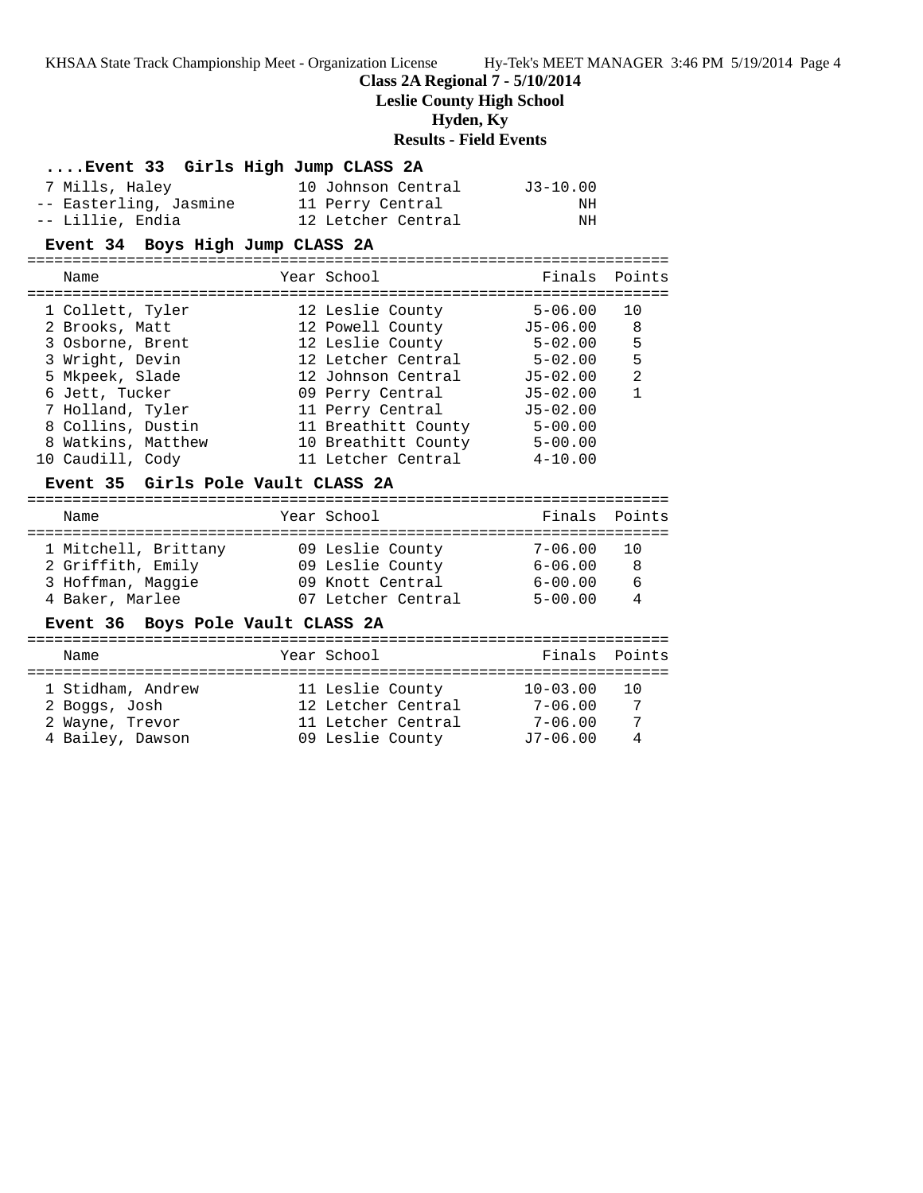**Class 2A Regional 7 - 5/10/2014**

**Leslie County High School**

**Hyden, Ky**

**Results - Field Events**

### ....Event 33 Girls High Jump CLASS 2A

| | | | | |
|---|---|---|---|---|
| 7 Mills, Haley | 10 Johnson Central | J3-10.00 | |
| -- Easterling, Jasmine | 11 Perry Central | NH | |
| -- Lillie, Endia | 12 Letcher Central | NH | |

### Event 34 Boys High Jump CLASS 2A

| Name | Year School | Finals | Points |
|---|---|---|---|
| 1 Collett, Tyler | 12 Leslie County | 5-06.00 | 10 |
| 2 Brooks, Matt | 12 Powell County | J5-06.00 | 8 |
| 3 Osborne, Brent | 12 Leslie County | 5-02.00 | 5 |
| 3 Wright, Devin | 12 Letcher Central | 5-02.00 | 5 |
| 5 Mkpeek, Slade | 12 Johnson Central | J5-02.00 | 2 |
| 6 Jett, Tucker | 09 Perry Central | J5-02.00 | 1 |
| 7 Holland, Tyler | 11 Perry Central | J5-02.00 | |
| 8 Collins, Dustin | 11 Breathitt County | 5-00.00 | |
| 8 Watkins, Matthew | 10 Breathitt County | 5-00.00 | |
| 10 Caudill, Cody | 11 Letcher Central | 4-10.00 | |

### Event 35 Girls Pole Vault CLASS 2A

| Name | Year School | Finals | Points |
|---|---|---|---|
| 1 Mitchell, Brittany | 09 Leslie County | 7-06.00 | 10 |
| 2 Griffith, Emily | 09 Leslie County | 6-06.00 | 8 |
| 3 Hoffman, Maggie | 09 Knott Central | 6-00.00 | 6 |
| 4 Baker, Marlee | 07 Letcher Central | 5-00.00 | 4 |

### Event 36 Boys Pole Vault CLASS 2A

| Name | Year School | Finals | Points |
|---|---|---|---|
| 1 Stidham, Andrew | 11 Leslie County | 10-03.00 | 10 |
| 2 Boggs, Josh | 12 Letcher Central | 7-06.00 | 7 |
| 2 Wayne, Trevor | 11 Letcher Central | 7-06.00 | 7 |
| 4 Bailey, Dawson | 09 Leslie County | J7-06.00 | 4 |